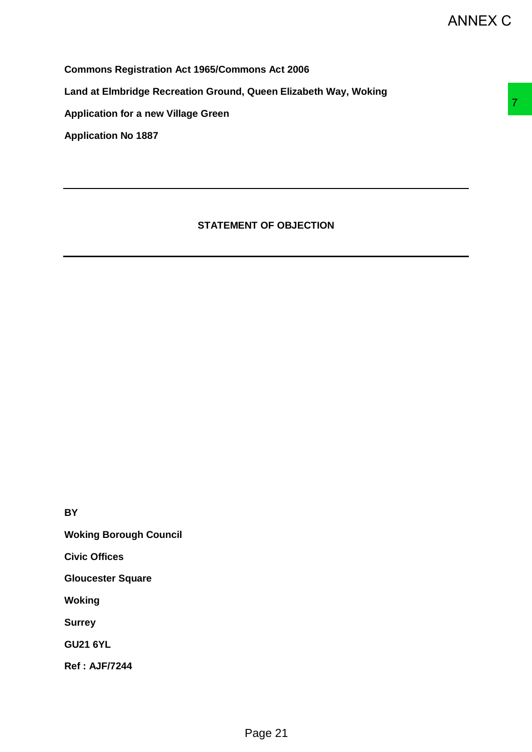ANNEX C

**Commons Registration Act 1965/Commons Act 2006**

**Land at Elmbridge Recreation Ground, Queen Elizabeth Way, Woking**

**Application for a new Village Green**

**Application No 1887**

---

## STATEMENT OF OBJECTION

---

**BY**

**Woking Borough Council**

**Civic Offices**

**Gloucester Square**

**Woking**

**Surrey**

**GU21 6YL**

**Ref : AJF/7244**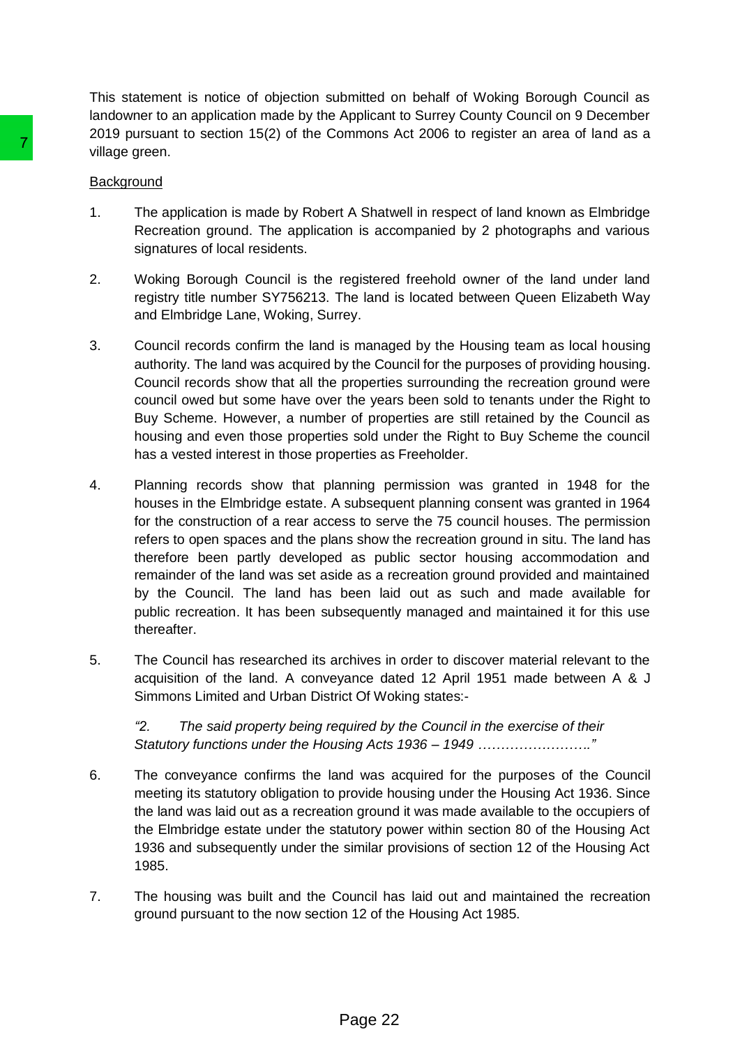This statement is notice of objection submitted on behalf of Woking Borough Council as landowner to an application made by the Applicant to Surrey County Council on 9 December 2019 pursuant to section 15(2) of the Commons Act 2006 to register an area of land as a village green.

Background

1. The application is made by Robert A Shatwell in respect of land known as Elmbridge Recreation ground. The application is accompanied by 2 photographs and various signatures of local residents.

2. Woking Borough Council is the registered freehold owner of the land under land registry title number SY756213. The land is located between Queen Elizabeth Way and Elmbridge Lane, Woking, Surrey.

3. Council records confirm the land is managed by the Housing team as local housing authority. The land was acquired by the Council for the purposes of providing housing. Council records show that all the properties surrounding the recreation ground were council owed but some have over the years been sold to tenants under the Right to Buy Scheme. However, a number of properties are still retained by the Council as housing and even those properties sold under the Right to Buy Scheme the council has a vested interest in those properties as Freeholder.

4. Planning records show that planning permission was granted in 1948 for the houses in the Elmbridge estate. A subsequent planning consent was granted in 1964 for the construction of a rear access to serve the 75 council houses. The permission refers to open spaces and the plans show the recreation ground in situ. The land has therefore been partly developed as public sector housing accommodation and remainder of the land was set aside as a recreation ground provided and maintained by the Council. The land has been laid out as such and made available for public recreation. It has been subsequently managed and maintained it for this use thereafter.

5. The Council has researched its archives in order to discover material relevant to the acquisition of the land. A conveyance dated 12 April 1951 made between A & J Simmons Limited and Urban District Of Woking states:-

   *"2. The said property being required by the Council in the exercise of their Statutory functions under the Housing Acts 1936 – 1949 ……………………."*

6. The conveyance confirms the land was acquired for the purposes of the Council meeting its statutory obligation to provide housing under the Housing Act 1936. Since the land was laid out as a recreation ground it was made available to the occupiers of the Elmbridge estate under the statutory power within section 80 of the Housing Act 1936 and subsequently under the similar provisions of section 12 of the Housing Act 1985.

7. The housing was built and the Council has laid out and maintained the recreation ground pursuant to the now section 12 of the Housing Act 1985.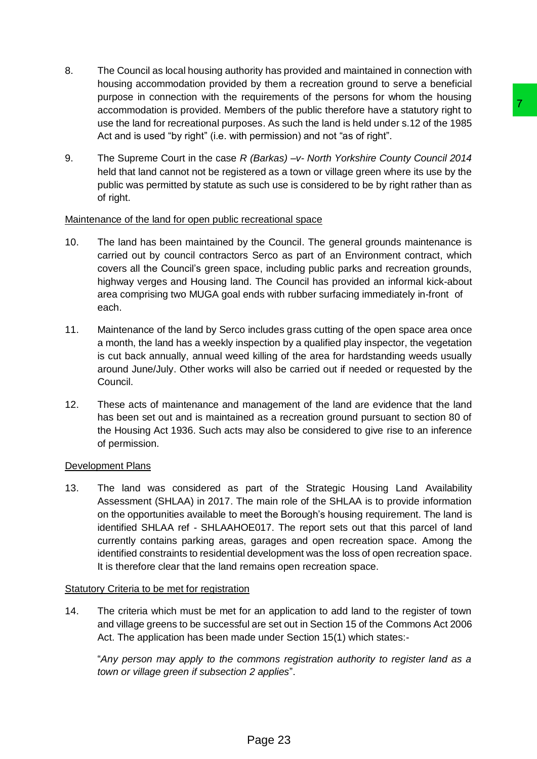8. The Council as local housing authority has provided and maintained in connection with housing accommodation provided by them a recreation ground to serve a beneficial purpose in connection with the requirements of the persons for whom the housing accommodation is provided. Members of the public therefore have a statutory right to use the land for recreational purposes. As such the land is held under s.12 of the 1985 Act and is used "by right" (i.e. with permission) and not "as of right".

9. The Supreme Court in the case *R (Barkas) –v- North Yorkshire County Council 2014* held that land cannot not be registered as a town or village green where its use by the public was permitted by statute as such use is considered to be by right rather than as of right.

<u>Maintenance of the land for open public recreational space</u>

10. The land has been maintained by the Council. The general grounds maintenance is carried out by council contractors Serco as part of an Environment contract, which covers all the Council's green space, including public parks and recreation grounds, highway verges and Housing land. The Council has provided an informal kick-about area comprising two MUGA goal ends with rubber surfacing immediately in-front of each.

11. Maintenance of the land by Serco includes grass cutting of the open space area once a month, the land has a weekly inspection by a qualified play inspector, the vegetation is cut back annually, annual weed killing of the area for hardstanding weeds usually around June/July. Other works will also be carried out if needed or requested by the Council.

12. These acts of maintenance and management of the land are evidence that the land has been set out and is maintained as a recreation ground pursuant to section 80 of the Housing Act 1936. Such acts may also be considered to give rise to an inference of permission.

<u>Development Plans</u>

13. The land was considered as part of the Strategic Housing Land Availability Assessment (SHLAA) in 2017. The main role of the SHLAA is to provide information on the opportunities available to meet the Borough's housing requirement. The land is identified SHLAA ref - SHLAAHOE017. The report sets out that this parcel of land currently contains parking areas, garages and open recreation space. Among the identified constraints to residential development was the loss of open recreation space. It is therefore clear that the land remains open recreation space.

<u>Statutory Criteria to be met for registration</u>

14. The criteria which must be met for an application to add land to the register of town and village greens to be successful are set out in Section 15 of the Commons Act 2006 Act. The application has been made under Section 15(1) which states:-

   "*Any person may apply to the commons registration authority to register land as a town or village green if subsection 2 applies*".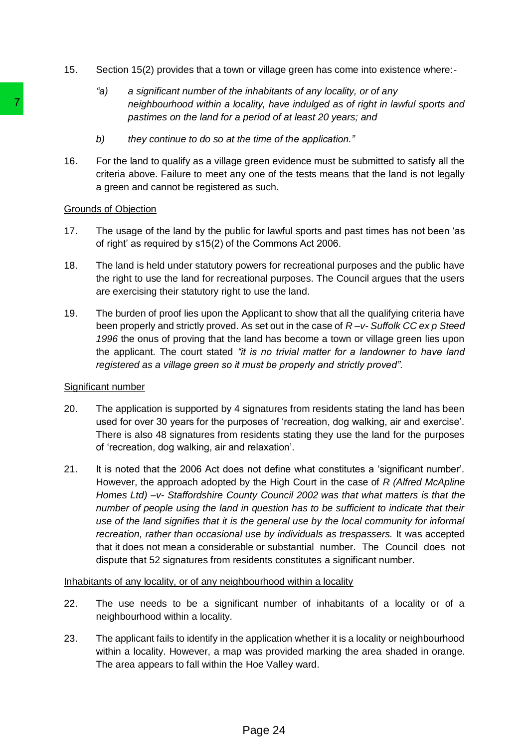15. Section 15(2) provides that a town or village green has come into existence where:-

    *"a) a significant number of the inhabitants of any locality, or of any neighbourhood within a locality, have indulged as of right in lawful sports and pastimes on the land for a period of at least 20 years; and*

    *b) they continue to do so at the time of the application."*

16. For the land to qualify as a village green evidence must be submitted to satisfy all the criteria above. Failure to meet any one of the tests means that the land is not legally a green and cannot be registered as such.

<u>Grounds of Objection</u>

17. The usage of the land by the public for lawful sports and past times has not been 'as of right' as required by s15(2) of the Commons Act 2006.

18. The land is held under statutory powers for recreational purposes and the public have the right to use the land for recreational purposes. The Council argues that the users are exercising their statutory right to use the land.

19. The burden of proof lies upon the Applicant to show that all the qualifying criteria have been properly and strictly proved. As set out in the case of *R –v- Suffolk CC ex p Steed 1996* the onus of proving that the land has become a town or village green lies upon the applicant. The court stated *"it is no trivial matter for a landowner to have land registered as a village green so it must be properly and strictly proved".*

<u>Significant number</u>

20. The application is supported by 4 signatures from residents stating the land has been used for over 30 years for the purposes of 'recreation, dog walking, air and exercise'. There is also 48 signatures from residents stating they use the land for the purposes of 'recreation, dog walking, air and relaxation'.

21. It is noted that the 2006 Act does not define what constitutes a 'significant number'. However, the approach adopted by the High Court in the case of *R (Alfred McApline Homes Ltd) –v- Staffordshire County Council 2002 was that what matters is that the number of people using the land in question has to be sufficient to indicate that their use of the land signifies that it is the general use by the local community for informal recreation, rather than occasional use by individuals as trespassers.* It was accepted that it does not mean a considerable or substantial number. The Council does not dispute that 52 signatures from residents constitutes a significant number.

<u>Inhabitants of any locality, or of any neighbourhood within a locality</u>

22. The use needs to be a significant number of inhabitants of a locality or of a neighbourhood within a locality.

23. The applicant fails to identify in the application whether it is a locality or neighbourhood within a locality. However, a map was provided marking the area shaded in orange. The area appears to fall within the Hoe Valley ward.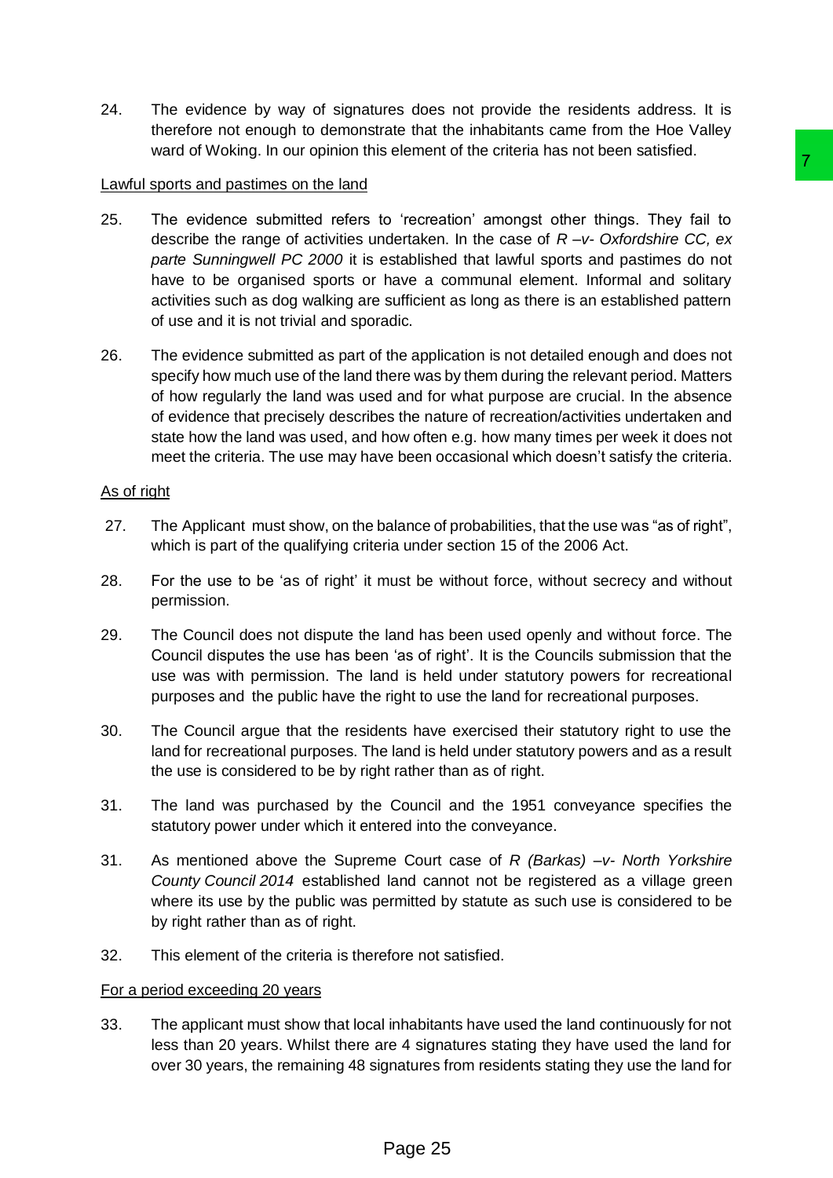24. The evidence by way of signatures does not provide the residents address. It is therefore not enough to demonstrate that the inhabitants came from the Hoe Valley ward of Woking. In our opinion this element of the criteria has not been satisfied.

<u>Lawful sports and pastimes on the land</u>

25. The evidence submitted refers to 'recreation' amongst other things. They fail to describe the range of activities undertaken. In the case of *R –v- Oxfordshire CC, ex parte Sunningwell PC 2000* it is established that lawful sports and pastimes do not have to be organised sports or have a communal element. Informal and solitary activities such as dog walking are sufficient as long as there is an established pattern of use and it is not trivial and sporadic.

26. The evidence submitted as part of the application is not detailed enough and does not specify how much use of the land there was by them during the relevant period. Matters of how regularly the land was used and for what purpose are crucial. In the absence of evidence that precisely describes the nature of recreation/activities undertaken and state how the land was used, and how often e.g. how many times per week it does not meet the criteria. The use may have been occasional which doesn't satisfy the criteria.

<u>As of right</u>

27. The Applicant must show, on the balance of probabilities, that the use was "as of right", which is part of the qualifying criteria under section 15 of the 2006 Act.

28. For the use to be 'as of right' it must be without force, without secrecy and without permission.

29. The Council does not dispute the land has been used openly and without force. The Council disputes the use has been 'as of right'. It is the Councils submission that the use was with permission. The land is held under statutory powers for recreational purposes and the public have the right to use the land for recreational purposes.

30. The Council argue that the residents have exercised their statutory right to use the land for recreational purposes. The land is held under statutory powers and as a result the use is considered to be by right rather than as of right.

31. The land was purchased by the Council and the 1951 conveyance specifies the statutory power under which it entered into the conveyance.

31. As mentioned above the Supreme Court case of *R (Barkas) –v- North Yorkshire County Council 2014* established land cannot not be registered as a village green where its use by the public was permitted by statute as such use is considered to be by right rather than as of right.

32. This element of the criteria is therefore not satisfied.

<u>For a period exceeding 20 years</u>

33. The applicant must show that local inhabitants have used the land continuously for not less than 20 years. Whilst there are 4 signatures stating they have used the land for over 30 years, the remaining 48 signatures from residents stating they use the land for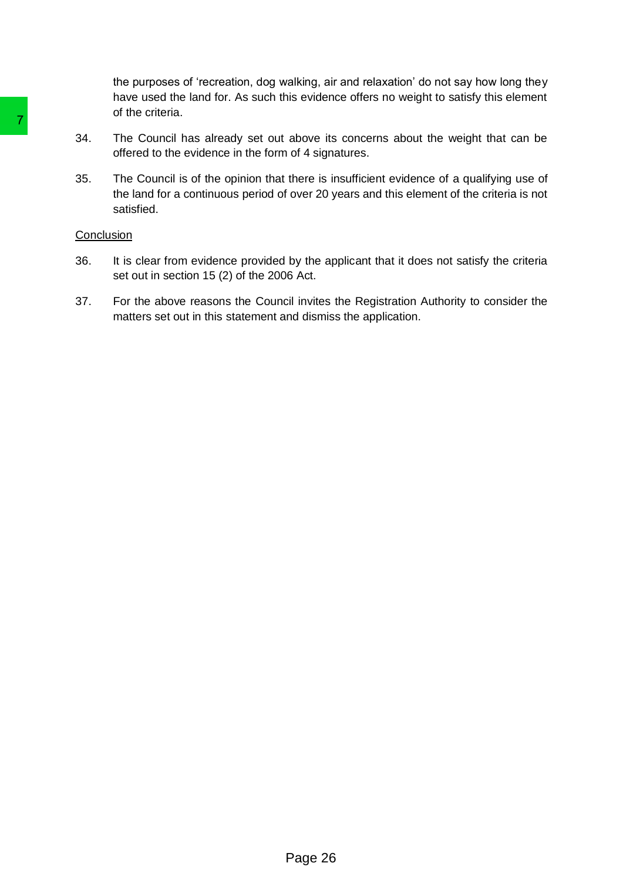the purposes of 'recreation, dog walking, air and relaxation' do not say how long they have used the land for. As such this evidence offers no weight to satisfy this element of the criteria.

34. The Council has already set out above its concerns about the weight that can be offered to the evidence in the form of 4 signatures.

35. The Council is of the opinion that there is insufficient evidence of a qualifying use of the land for a continuous period of over 20 years and this element of the criteria is not satisfied.

<u>Conclusion</u>

36. It is clear from evidence provided by the applicant that it does not satisfy the criteria set out in section 15 (2) of the 2006 Act.

37. For the above reasons the Council invites the Registration Authority to consider the matters set out in this statement and dismiss the application.